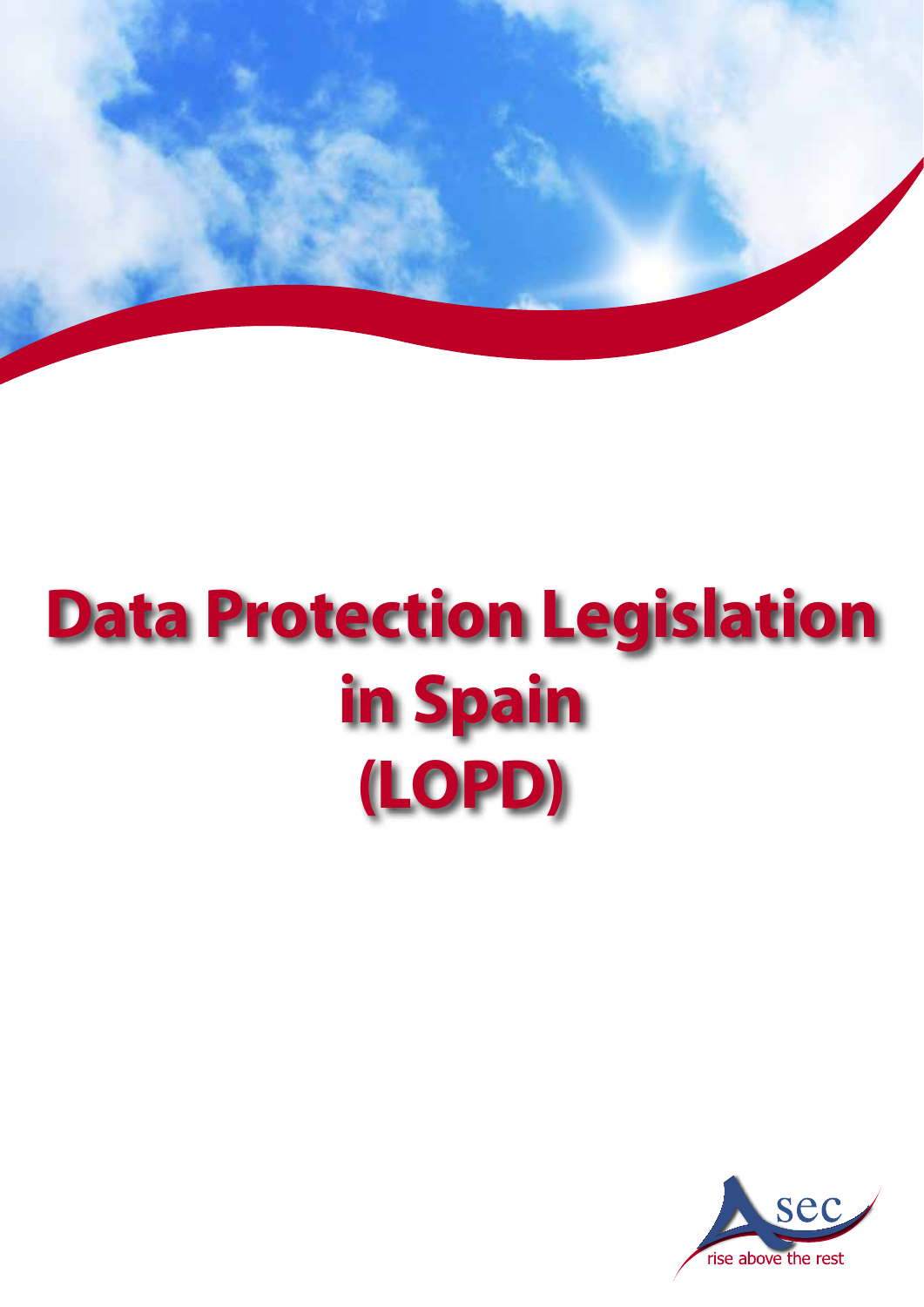# Data Protection Legislation in Spain (LOPD)

Asec

rise above the rest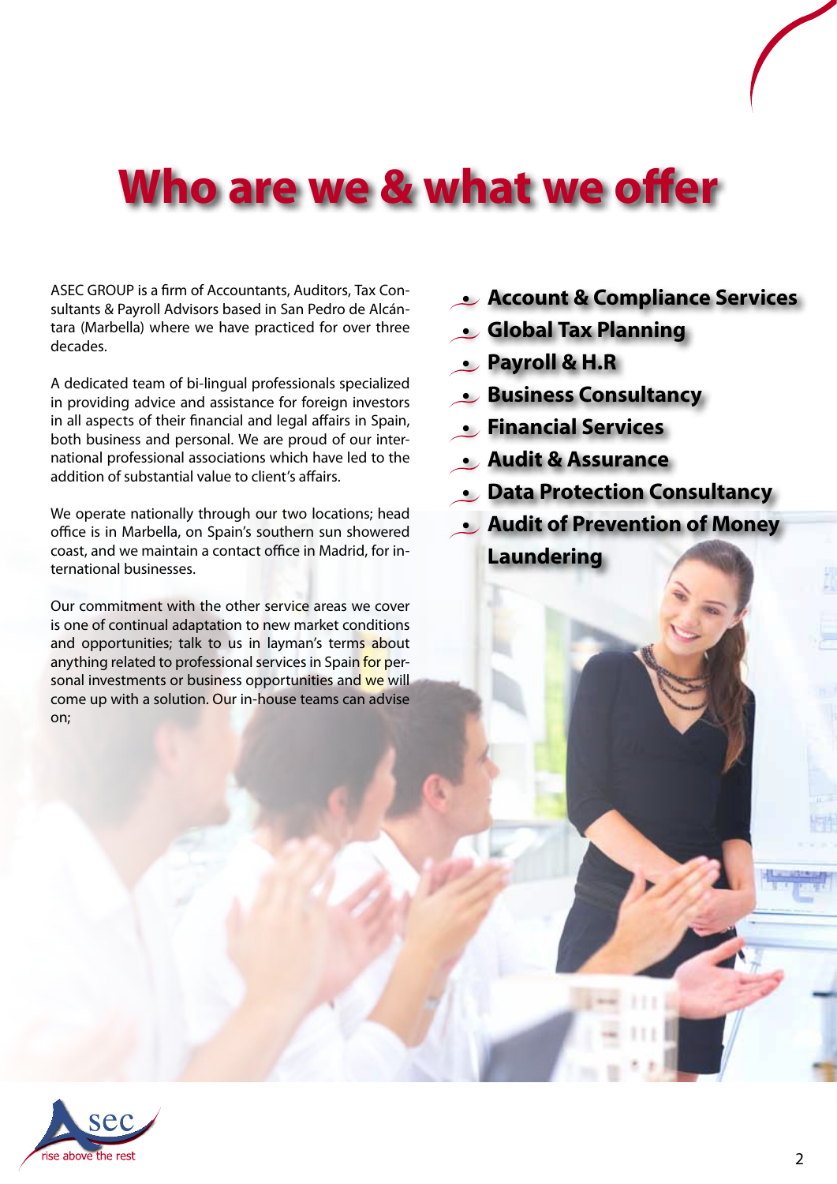# Who are we & what we offer

ASEC GROUP is a firm of Accountants, Auditors, Tax Consultants & Payroll Advisors based in San Pedro de Alcántara (Marbella) where we have practiced for over three decades.

A dedicated team of bi-lingual professionals specialized in providing advice and assistance for foreign investors in all aspects of their financial and legal affairs in Spain, both business and personal. We are proud of our international professional associations which have led to the addition of substantial value to client's affairs.

We operate nationally through our two locations; head office is in Marbella, on Spain's southern sun showered coast, and we maintain a contact office in Madrid, for international businesses.

Our commitment with the other service areas we cover is one of continual adaptation to new market conditions and opportunities; talk to us in layman's terms about anything related to professional services in Spain for personal investments or business opportunities and we will come up with a solution. Our in-house teams can advise on;

- **Account & Compliance Services**
- **Global Tax Planning**
- **Payroll & H.R**
- **Business Consultancy**
- **Financial Services**
- **Audit & Assurance**
- **Data Protection Consultancy**
- **Audit of Prevention of Money Laundering**

sec
rise above the rest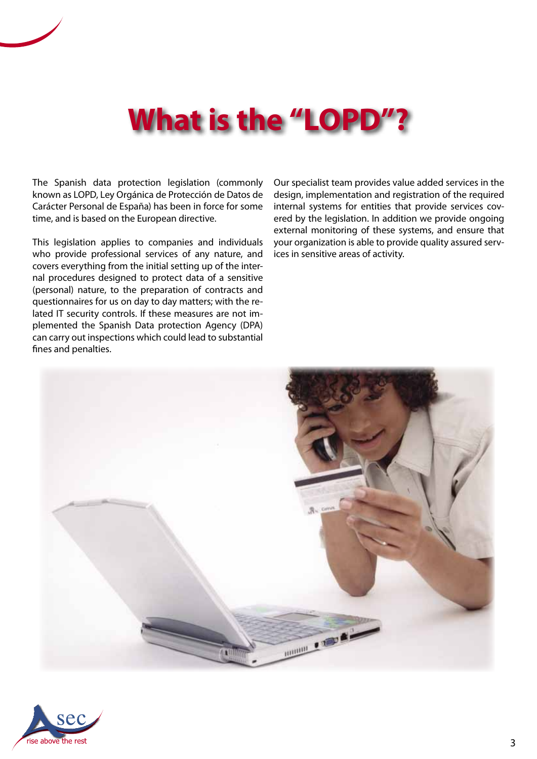# What is the "LOPD"?

The Spanish data protection legislation (commonly known as LOPD, Ley Orgánica de Protección de Datos de Carácter Personal de España) has been in force for some time, and is based on the European directive.

This legislation applies to companies and individuals who provide professional services of any nature, and covers everything from the initial setting up of the internal procedures designed to protect data of a sensitive (personal) nature, to the preparation of contracts and questionnaires for us on day to day matters; with the related IT security controls. If these measures are not implemented the Spanish Data protection Agency (DPA) can carry out inspections which could lead to substantial fines and penalties.

Our specialist team provides value added services in the design, implementation and registration of the required internal systems for entities that provide services covered by the legislation. In addition we provide ongoing external monitoring of these systems, and ensure that your organization is able to provide quality assured services in sensitive areas of activity.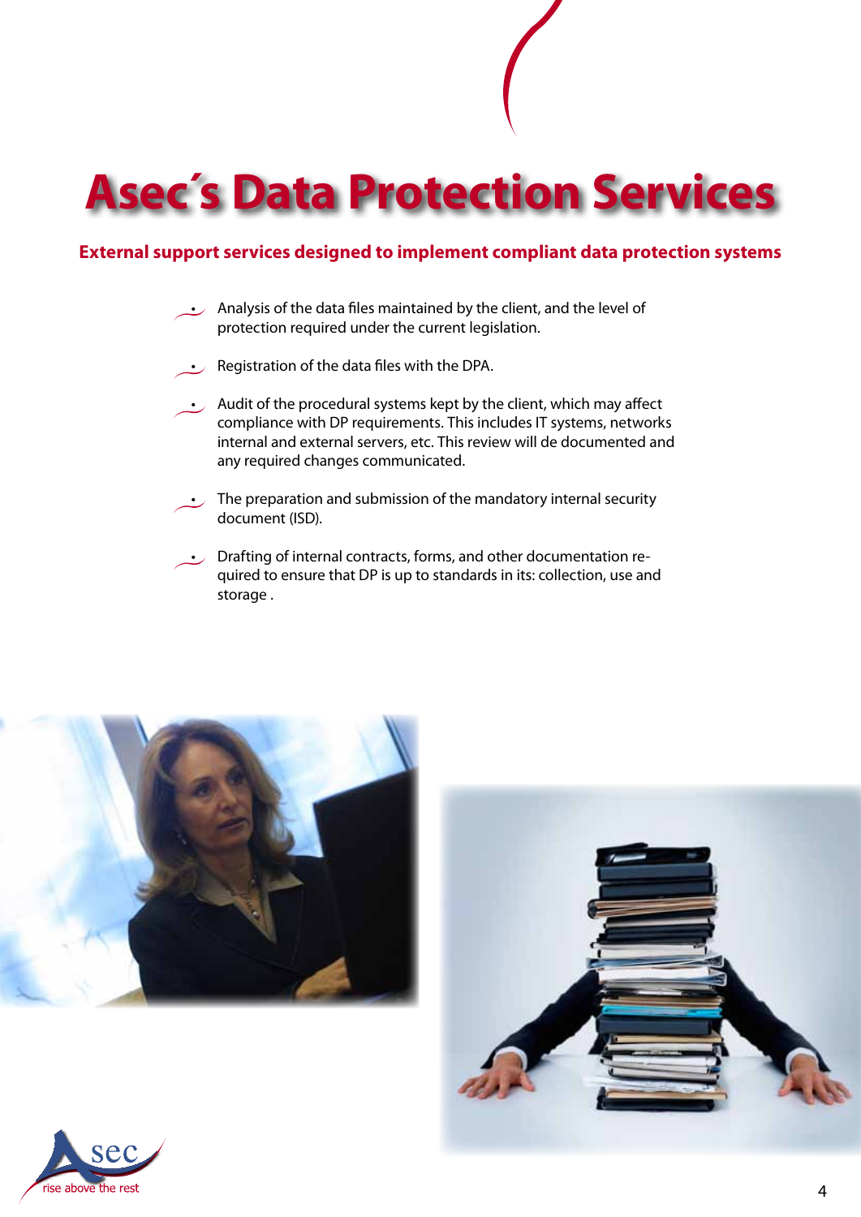# Asec´s Data Protection Services

**External support services designed to implement compliant data protection systems**

- Analysis of the data files maintained by the client, and the level of protection required under the current legislation.
- Registration of the data files with the DPA.
- Audit of the procedural systems kept by the client, which may affect compliance with DP requirements. This includes IT systems, networks internal and external servers, etc. This review will de documented and any required changes communicated.
- The preparation and submission of the mandatory internal security document (ISD).
- Drafting of internal contracts, forms, and other documentation required to ensure that DP is up to standards in its: collection, use and storage .

sec
rise above the rest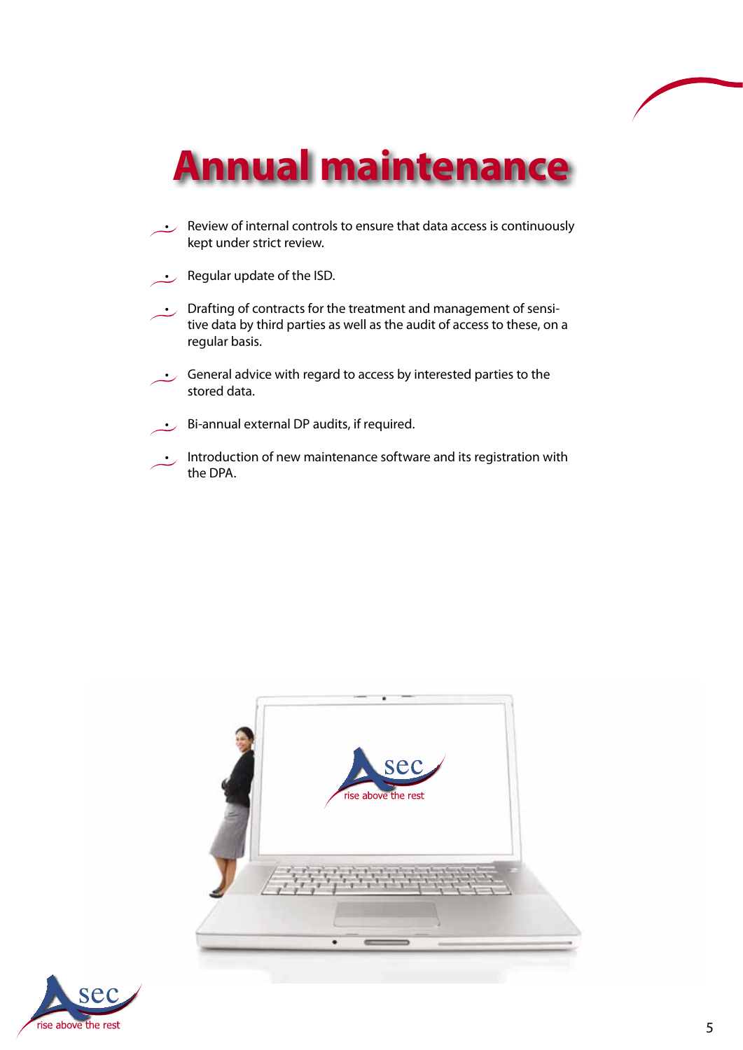# Annual maintenance

- Review of internal controls to ensure that data access is continuously kept under strict review.
- Regular update of the ISD.
- Drafting of contracts for the treatment and management of sensitive data by third parties as well as the audit of access to these, on a regular basis.
- General advice with regard to access by interested parties to the stored data.
- Bi-annual external DP audits, if required.
- Introduction of new maintenance software and its registration with the DPA.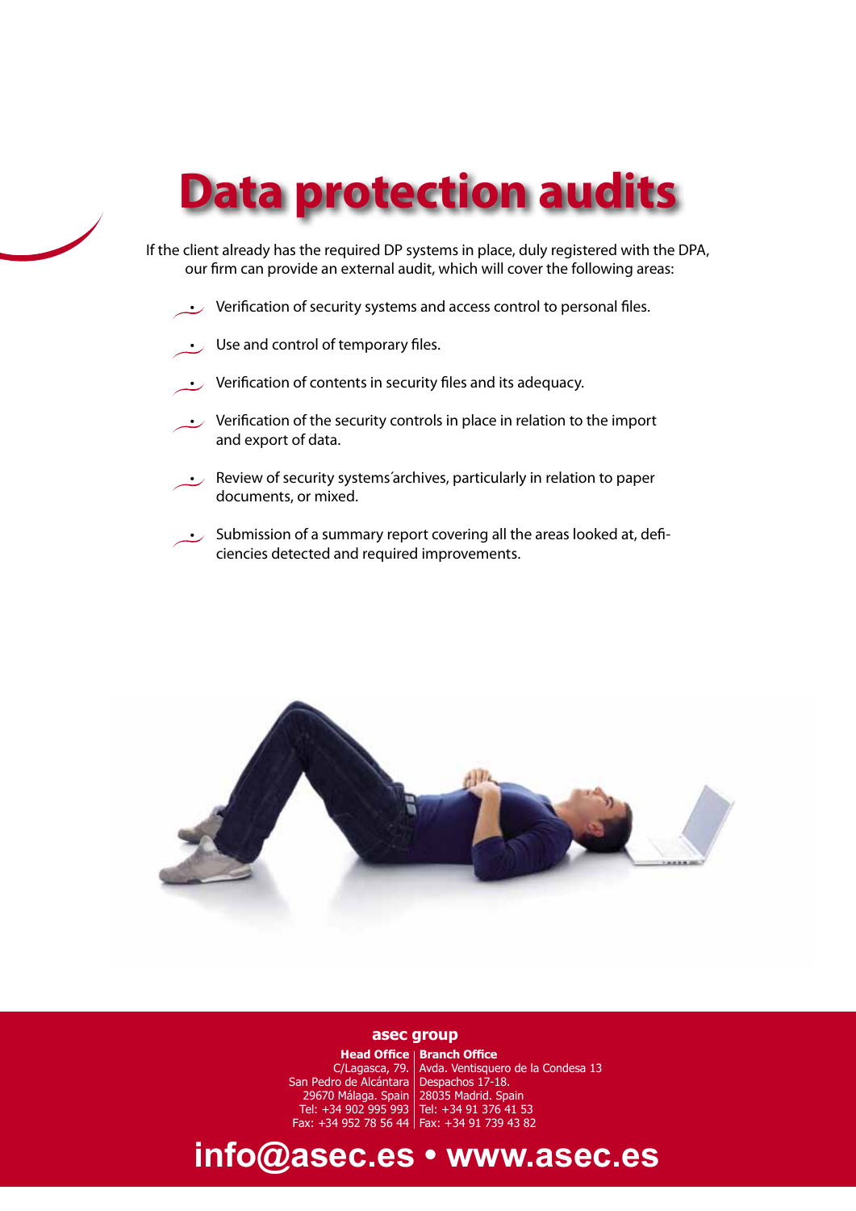# Data protection audits

If the client already has the required DP systems in place, duly registered with the DPA, our firm can provide an external audit, which will cover the following areas:

- Verification of security systems and access control to personal files.
- Use and control of temporary files.
- Verification of contents in security files and its adequacy.
- Verification of the security controls in place in relation to the import and export of data.
- Review of security systems´archives, particularly in relation to paper documents, or mixed.
- Submission of a summary report covering all the areas looked at, deficiencies detected and required improvements.

**asec group**

| **Head Office** | **Branch Office** |
| --- | --- |
| C/Lagasca, 79. | Avda. Ventisquero de la Condesa 13 |
| San Pedro de Alcántara | Despachos 17-18. |
| 29670 Málaga. Spain | 28035 Madrid. Spain |
| Tel: +34 902 995 993 | Tel: +34 91 376 41 53 |
| Fax: +34 952 78 56 44 | Fax: +34 91 739 43 82 |

**info@asec.es • www.asec.es**